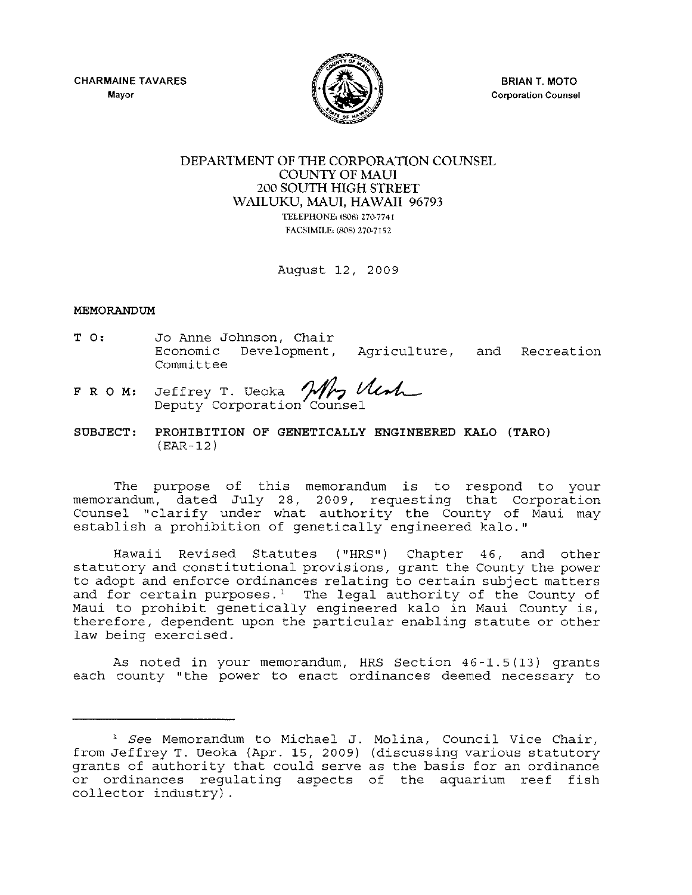CHARMAINE TAVARES
Mayor

BRIAN T. MOTO
Corporation Counsel

# DEPARTMENT OF THE CORPORATION COUNSEL
COUNTY OF MAUI
200 SOUTH HIGH STREET
WAILUKU, MAUI, HAWAII 96793
TELEPHONE: (808) 270-7741
FACSIMILE: (808) 270-7152

August 12, 2009

**MEMORANDUM**

**TO:** Jo Anne Johnson, Chair
Economic Development, Agriculture, and Recreation Committee

**FROM:** Jeffrey T. Ueoka
Deputy Corporation Counsel

**SUBJECT: PROHIBITION OF GENETICALLY ENGINEERED KALO (TARO)** (EAR-12)

The purpose of this memorandum is to respond to your memorandum, dated July 28, 2009, requesting that Corporation Counsel "clarify under what authority the County of Maui may establish a prohibition of genetically engineered kalo."

Hawaii Revised Statutes ("HRS") Chapter 46, and other statutory and constitutional provisions, grant the County the power to adopt and enforce ordinances relating to certain subject matters and for certain purposes.[1] The legal authority of the County of Maui to prohibit genetically engineered kalo in Maui County is, therefore, dependent upon the particular enabling statute or other law being exercised.

As noted in your memorandum, HRS Section 46-1.5(13) grants each county "the power to enact ordinances deemed necessary to

---

[1] *See* Memorandum to Michael J. Molina, Council Vice Chair, from Jeffrey T. Ueoka (Apr. 15, 2009) (discussing various statutory grants of authority that could serve as the basis for an ordinance or ordinances regulating aspects of the aquarium reef fish collector industry).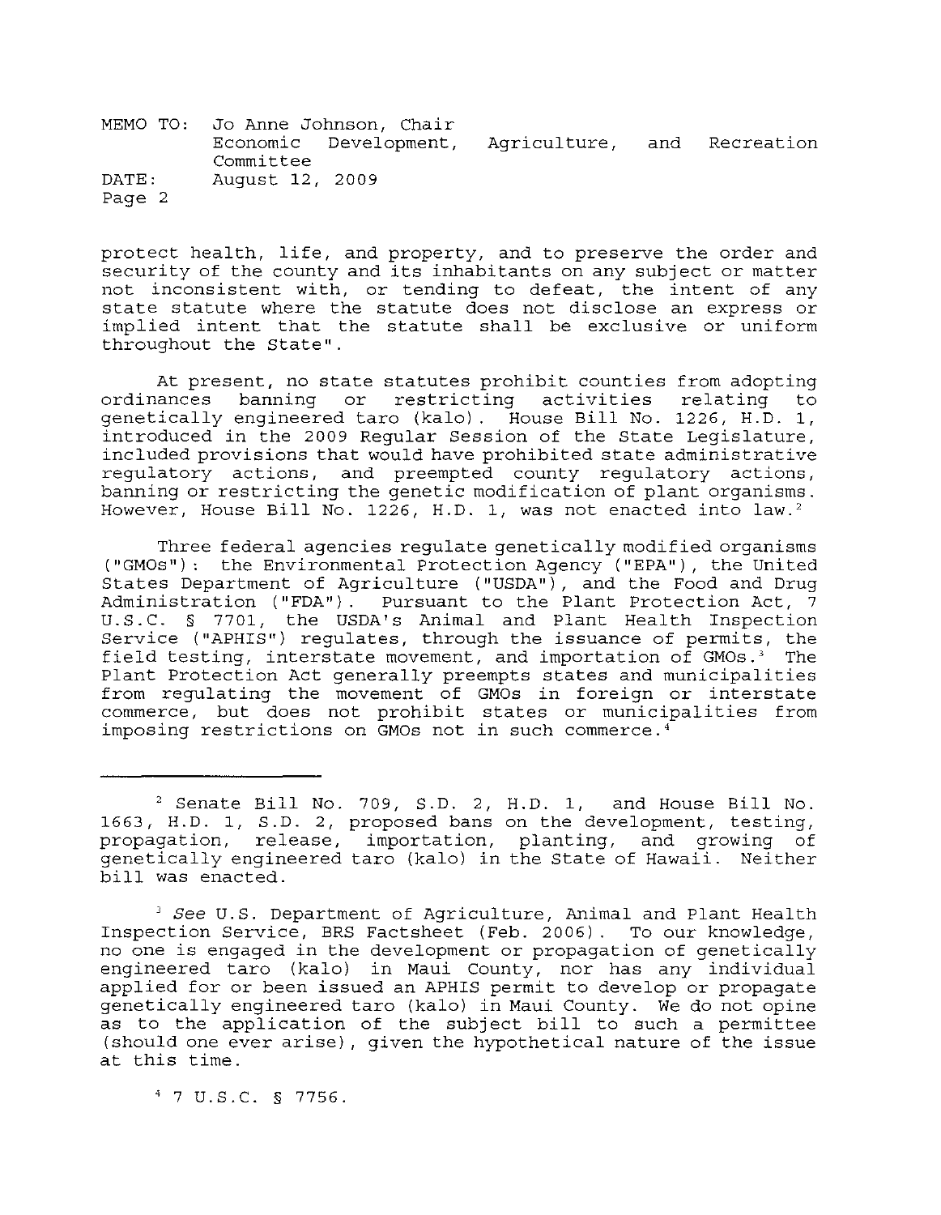protect health, life, and property, and to preserve the order and security of the county and its inhabitants on any subject or matter not inconsistent with, or tending to defeat, the intent of any state statute where the statute does not disclose an express or implied intent that the statute shall be exclusive or uniform throughout the State".

At present, no state statutes prohibit counties from adopting ordinances banning or restricting activities relating to genetically engineered taro (kalo). House Bill No. 1226, H.D. 1, introduced in the 2009 Regular Session of the State Legislature, included provisions that would have prohibited state administrative regulatory actions, and preempted county regulatory actions, banning or restricting the genetic modification of plant organisms. However, House Bill No. 1226, H.D. 1, was not enacted into law.[2]

Three federal agencies regulate genetically modified organisms ("GMOs"): the Environmental Protection Agency ("EPA"), the United States Department of Agriculture ("USDA"), and the Food and Drug Administration ("FDA"). Pursuant to the Plant Protection Act, 7 U.S.C. § 7701, the USDA's Animal and Plant Health Inspection Service ("APHIS") regulates, through the issuance of permits, the field testing, interstate movement, and importation of GMOs.[3] The Plant Protection Act generally preempts states and municipalities from regulating the movement of GMOs in foreign or interstate commerce, but does not prohibit states or municipalities from imposing restrictions on GMOs not in such commerce.[4]

---

[2] Senate Bill No. 709, S.D. 2, H.D. 1, and House Bill No. 1663, H.D. 1, S.D. 2, proposed bans on the development, testing, propagation, release, importation, planting, and growing of genetically engineered taro (kalo) in the State of Hawaii. Neither bill was enacted.

[3] *See* U.S. Department of Agriculture, Animal and Plant Health Inspection Service, BRS Factsheet (Feb. 2006). To our knowledge, no one is engaged in the development or propagation of genetically engineered taro (kalo) in Maui County, nor has any individual applied for or been issued an APHIS permit to develop or propagate genetically engineered taro (kalo) in Maui County. We do not opine as to the application of the subject bill to such a permittee (should one ever arise), given the hypothetical nature of the issue at this time.

[4] 7 U.S.C. § 7756.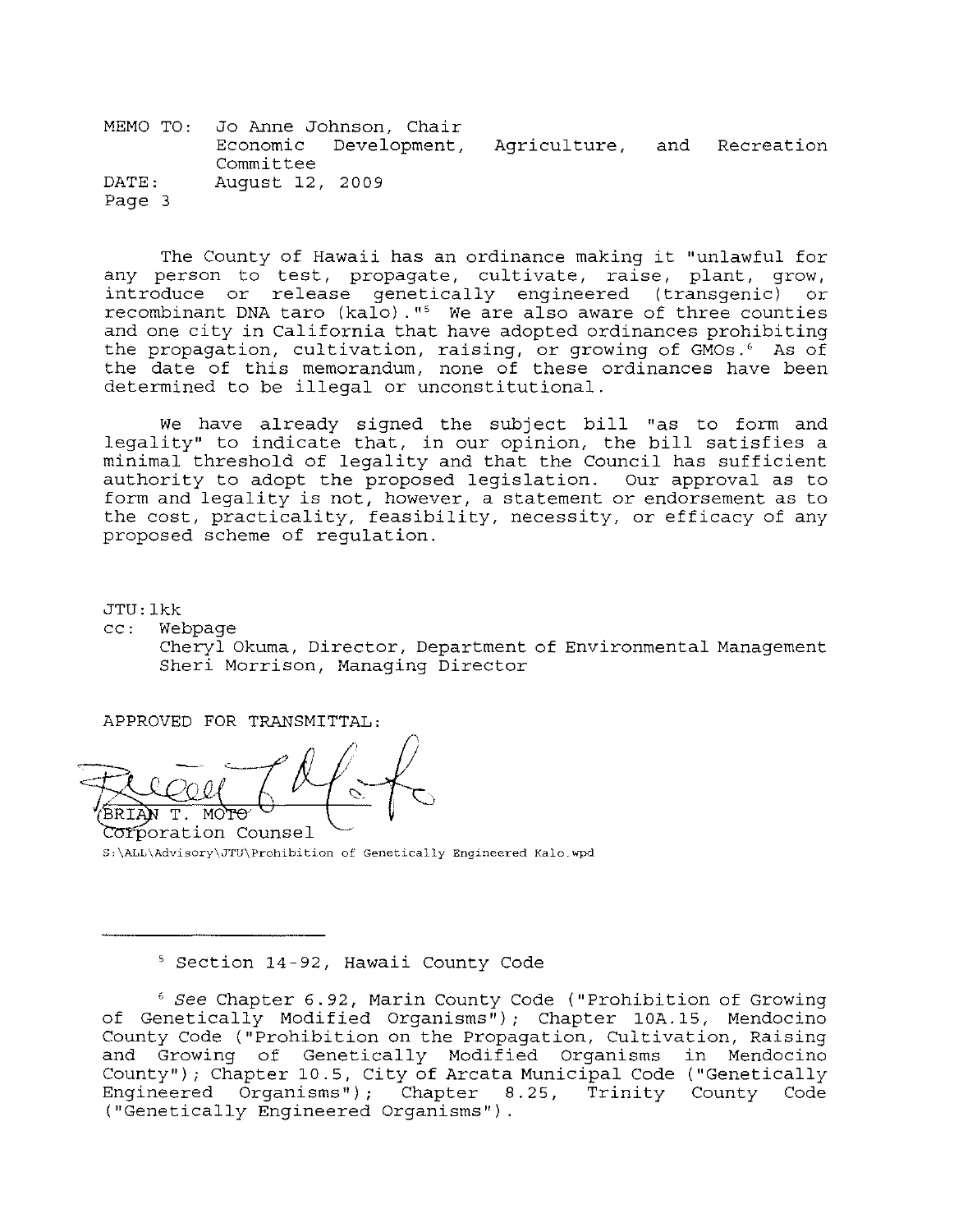MEMO TO: Jo Anne Johnson, Chair
Economic Development, Agriculture, and Recreation Committee
DATE: August 12, 2009

The County of Hawaii has an ordinance making it "unlawful for any person to test, propagate, cultivate, raise, plant, grow, introduce or release genetically engineered (transgenic) or recombinant DNA taro (kalo)."[5] We are also aware of three counties and one city in California that have adopted ordinances prohibiting the propagation, cultivation, raising, or growing of GMOs.[6] As of the date of this memorandum, none of these ordinances have been determined to be illegal or unconstitutional.

We have already signed the subject bill "as to form and legality" to indicate that, in our opinion, the bill satisfies a minimal threshold of legality and that the Council has sufficient authority to adopt the proposed legislation. Our approval as to form and legality is not, however, a statement or endorsement as to the cost, practicality, feasibility, necessity, or efficacy of any proposed scheme of regulation.

JTU:lkk
cc: Webpage
Cheryl Okuma, Director, Department of Environmental Management
Sheri Morrison, Managing Director

APPROVED FOR TRANSMITTAL:

BRIAN T. MOTO
Corporation Counsel

S:\ALL\Advisory\JTU\Prohibition of Genetically Engineered Kalo.wpd

---

[5] Section 14-92, Hawaii County Code

[6] *See* Chapter 6.92, Marin County Code ("Prohibition of Growing of Genetically Modified Organisms"); Chapter 10A.15, Mendocino County Code ("Prohibition on the Propagation, Cultivation, Raising and Growing of Genetically Modified Organisms in Mendocino County"); Chapter 10.5, City of Arcata Municipal Code ("Genetically Engineered Organisms"); Chapter 8.25, Trinity County Code ("Genetically Engineered Organisms").